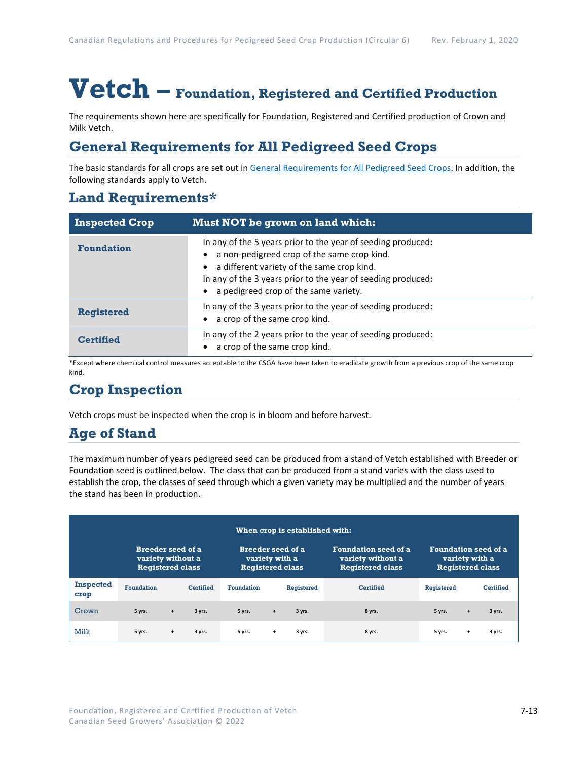# Vetch – Foundation, Registered and Certified Production

The requirements shown here are specifically for Foundation, Registered and Certified production of Crown and Milk Vetch.

## General Requirements for All Pedigreed Seed Crops

The basic standards for all crops are set out in General Requirements for All Pedigreed Seed Crops. In addition, the following standards apply to Vetch.

## Land Requirements*

| Inspected Crop | Must NOT be grown on land which: |
|---|---|
| **Foundation** | In any of the 5 years prior to the year of seeding produced**:**<br>• a non-pedigreed crop of the same crop kind.<br>• a different variety of the same crop kind.<br>In any of the 3 years prior to the year of seeding produced**:**<br>• a pedigreed crop of the same variety. |
| **Registered** | In any of the 3 years prior to the year of seeding produced**:**<br>• a crop of the same crop kind. |
| **Certified** | In any of the 2 years prior to the year of seeding produced:<br>• a crop of the same crop kind. |

*Except where chemical control measures acceptable to the CSGA have been taken to eradicate growth from a previous crop of the same crop kind.

## Crop Inspection

Vetch crops must be inspected when the crop is in bloom and before harvest.

## Age of Stand

The maximum number of years pedigreed seed can be produced from a stand of Vetch established with Breeder or Foundation seed is outlined below. The class that can be produced from a stand varies with the class used to establish the crop, the classes of seed through which a given variety may be multiplied and the number of years the stand has been in production.

| | When crop is established with: | | | | | | | | | | |
|---|---|---|---|---|---|---|---|---|---|---|---|
| | Breeder seed of a variety without a Registered class | | | Breeder seed of a variety with a Registered class | | | Foundation seed of a variety without a Registered class | Foundation seed of a variety with a Registered class | | |
| Inspected crop | Foundation | | Certified | Foundation | | Registered | Certified | Registered | | Certified |
| Crown | 5 yrs. | + | 3 yrs. | 5 yrs. | + | 3 yrs. | 8 yrs. | 5 yrs. | + | 3 yrs. |
| Milk | 5 yrs. | + | 3 yrs. | 5 yrs. | + | 3 yrs. | 8 yrs. | 5 yrs. | + | 3 yrs. |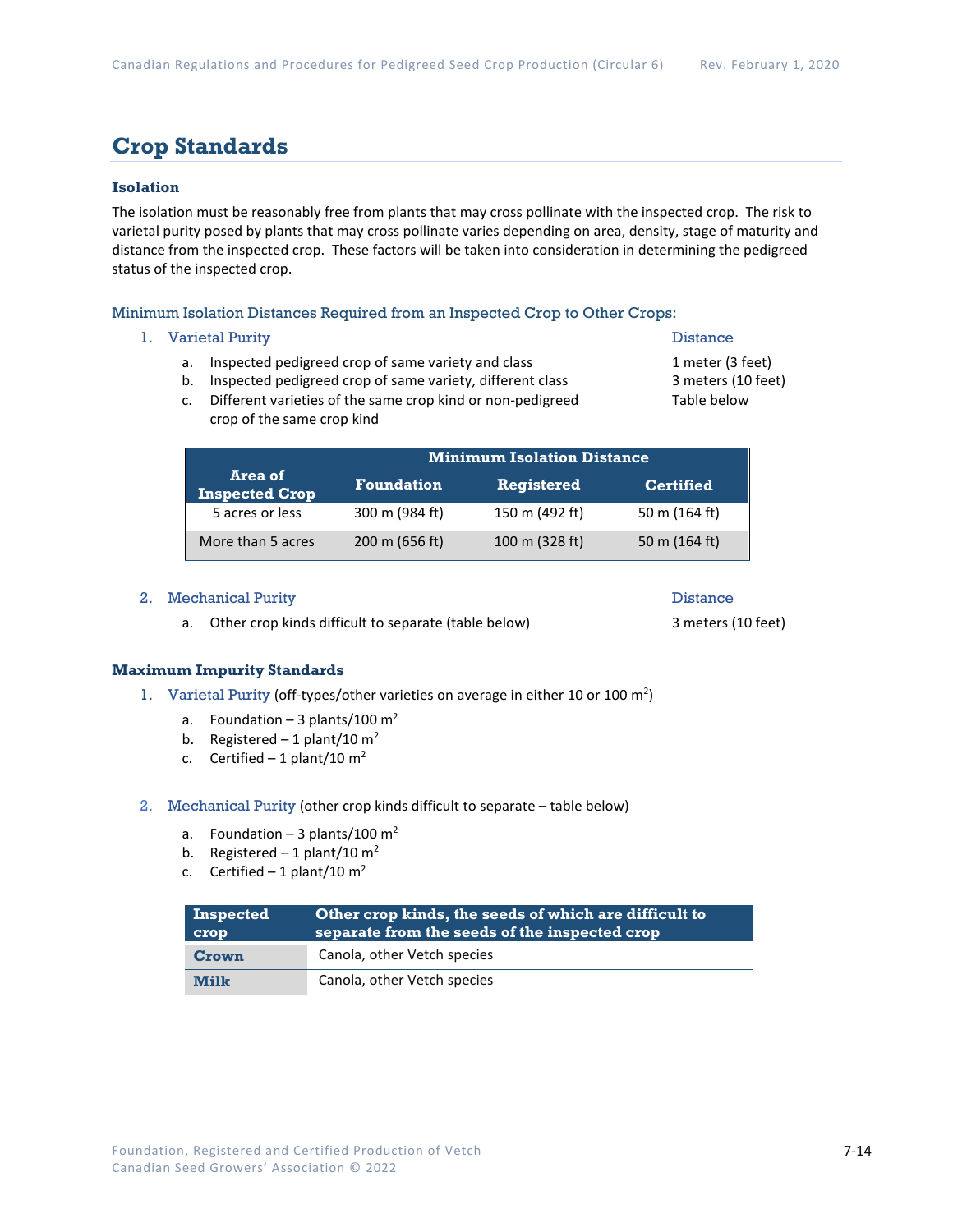# Crop Standards

### Isolation

The isolation must be reasonably free from plants that may cross pollinate with the inspected crop. The risk to varietal purity posed by plants that may cross pollinate varies depending on area, density, stage of maturity and distance from the inspected crop. These factors will be taken into consideration in determining the pedigreed status of the inspected crop.

#### Minimum Isolation Distances Required from an Inspected Crop to Other Crops:

1. Varietal Purity — Distance
   a. Inspected pedigreed crop of same variety and class — 1 meter (3 feet)
   b. Inspected pedigreed crop of same variety, different class — 3 meters (10 feet)
   c. Different varieties of the same crop kind or non-pedigreed crop of the same crop kind — Table below

| Area of Inspected Crop | Minimum Isolation Distance | | |
|---|---|---|---|
| | Foundation | Registered | Certified |
| 5 acres or less | 300 m (984 ft) | 150 m (492 ft) | 50 m (164 ft) |
| More than 5 acres | 200 m (656 ft) | 100 m (328 ft) | 50 m (164 ft) |

2. Mechanical Purity — Distance
   a. Other crop kinds difficult to separate (table below) — 3 meters (10 feet)

### Maximum Impurity Standards

1. Varietal Purity (off-types/other varieties on average in either 10 or 100 $m^2$)
   a. Foundation – 3 plants/100 $m^2$
   b. Registered – 1 plant/10 $m^2$
   c. Certified – 1 plant/10 $m^2$

2. Mechanical Purity (other crop kinds difficult to separate – table below)
   a. Foundation – 3 plants/100 $m^2$
   b. Registered – 1 plant/10 $m^2$
   c. Certified – 1 plant/10 $m^2$

| Inspected crop | Other crop kinds, the seeds of which are difficult to separate from the seeds of the inspected crop |
|---|---|
| **Crown** | Canola, other Vetch species |
| **Milk** | Canola, other Vetch species |